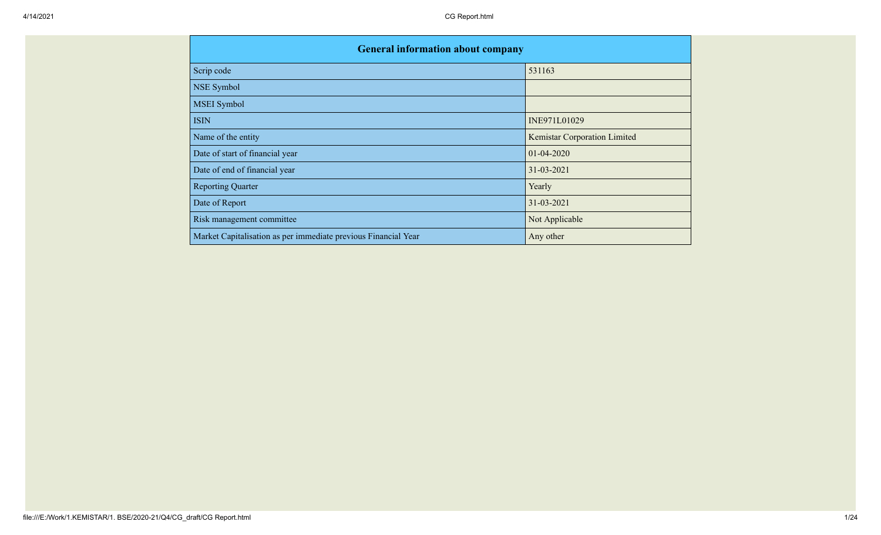| General information about company | |
| --- | --- |
| Scrip code | 531163 |
| NSE Symbol | |
| MSEI Symbol | |
| ISIN | INE971L01029 |
| Name of the entity | Kemistar Corporation Limited |
| Date of start of financial year | 01-04-2020 |
| Date of end of financial year | 31-03-2021 |
| Reporting Quarter | Yearly |
| Date of Report | 31-03-2021 |
| Risk management committee | Not Applicable |
| Market Capitalisation as per immediate previous Financial Year | Any other |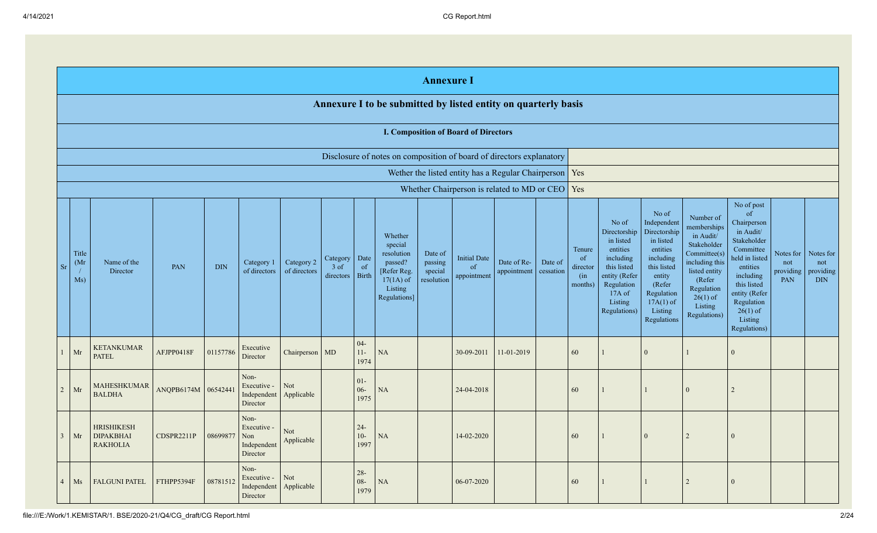# Annexure I

## Annexure I to be submitted by listed entity on quarterly basis

### I. Composition of Board of Directors

| | |
|---|---|
| Disclosure of notes on composition of board of directors explanatory | |
| Wether the listed entity has a Regular Chairperson | Yes |
| Whether Chairperson is related to MD or CEO | Yes |

| Sr | Title (Mr / Ms) | Name of the Director | PAN | DIN | Category 1 of directors | Category 2 of directors | Category 3 of directors | Date of Birth | Whether special resolution passed? [Refer Reg. 17(1A) of Listing Regulations] | Date of passing special resolution | Initial Date of appointment | Date of Re-appointment | Date of cessation | Tenure of director (in months) | No of Directorship in listed entities including this listed entity (Refer Regulation 17A of Listing Regulations) | No of Independent Directorship in listed entities including this listed entity (Refer Regulation 17A(1) of Listing Regulations | Number of memberships in Audit/ Stakeholder Committee(s) including this listed entity (Refer Regulation 26(1) of Listing Regulations) | No of post of Chairperson in Audit/ Stakeholder Committee held in listed entities including this listed entity (Refer Regulation 26(1) of Listing Regulations) | Notes for not providing PAN | Notes for not providing DIN |
|---|---|---|---|---|---|---|---|---|---|---|---|---|---|---|---|---|---|---|---|---|
| 1 | Mr | KETANKUMAR PATEL | AFJPP0418F | 01157786 | Executive Director | Chairperson | MD | 04-11-1974 | NA | | 30-09-2011 | 11-01-2019 | | 60 | 1 | 0 | 1 | 0 | | |
| 2 | Mr | MAHESHKUMAR BALDHA | ANQPB6174M | 06542441 | Non-Executive - Independent Director | Not Applicable | | 01-06-1975 | NA | | 24-04-2018 | | | 60 | 1 | 1 | 0 | 2 | | |
| 3 | Mr | HRISHIKESH DIPAKBHAI RAKHOLIA | CDSPR2211P | 08699877 | Non-Executive - Non Independent Director | Not Applicable | | 24-10-1997 | NA | | 14-02-2020 | | | 60 | 1 | 0 | 2 | 0 | | |
| 4 | Ms | FALGUNI PATEL | FTHPP5394F | 08781512 | Non-Executive - Independent Director | Not Applicable | | 28-08-1979 | NA | | 06-07-2020 | | | 60 | 1 | 1 | 2 | 0 | | |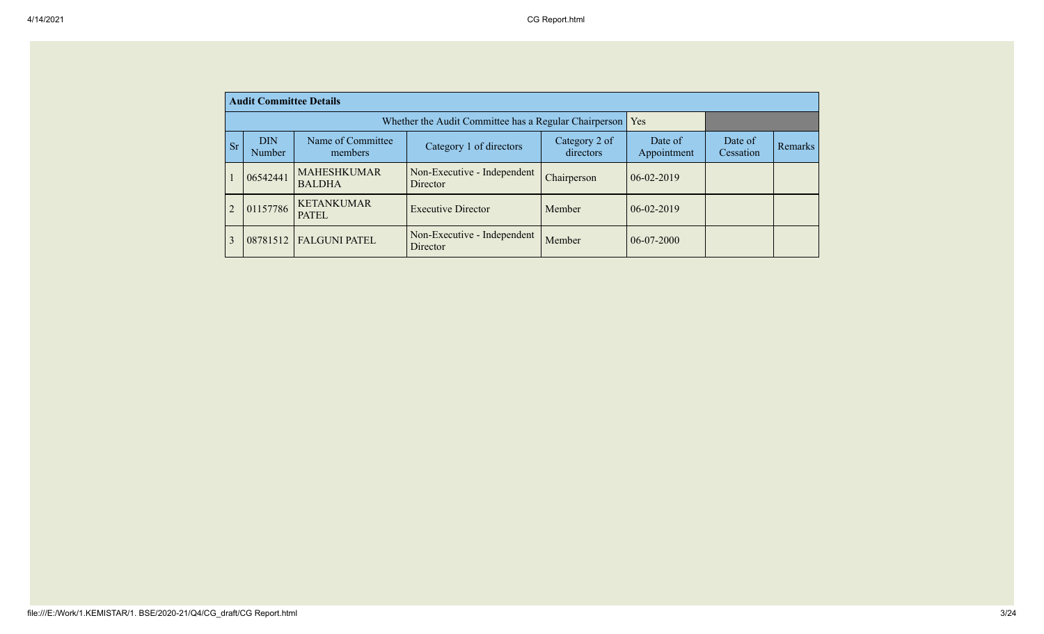| Audit Committee Details | | | | | | | |
|---|---|---|---|---|---|---|---|
| Whether the Audit Committee has a Regular Chairperson | | | | | Yes | | |
| Sr | DIN Number | Name of Committee members | Category 1 of directors | Category 2 of directors | Date of Appointment | Date of Cessation | Remarks |
| 1 | 06542441 | MAHESHKUMAR BALDHA | Non-Executive - Independent Director | Chairperson | 06-02-2019 | | |
| 2 | 01157786 | KETANKUMAR PATEL | Executive Director | Member | 06-02-2019 | | |
| 3 | 08781512 | FALGUNI PATEL | Non-Executive - Independent Director | Member | 06-07-2000 | | |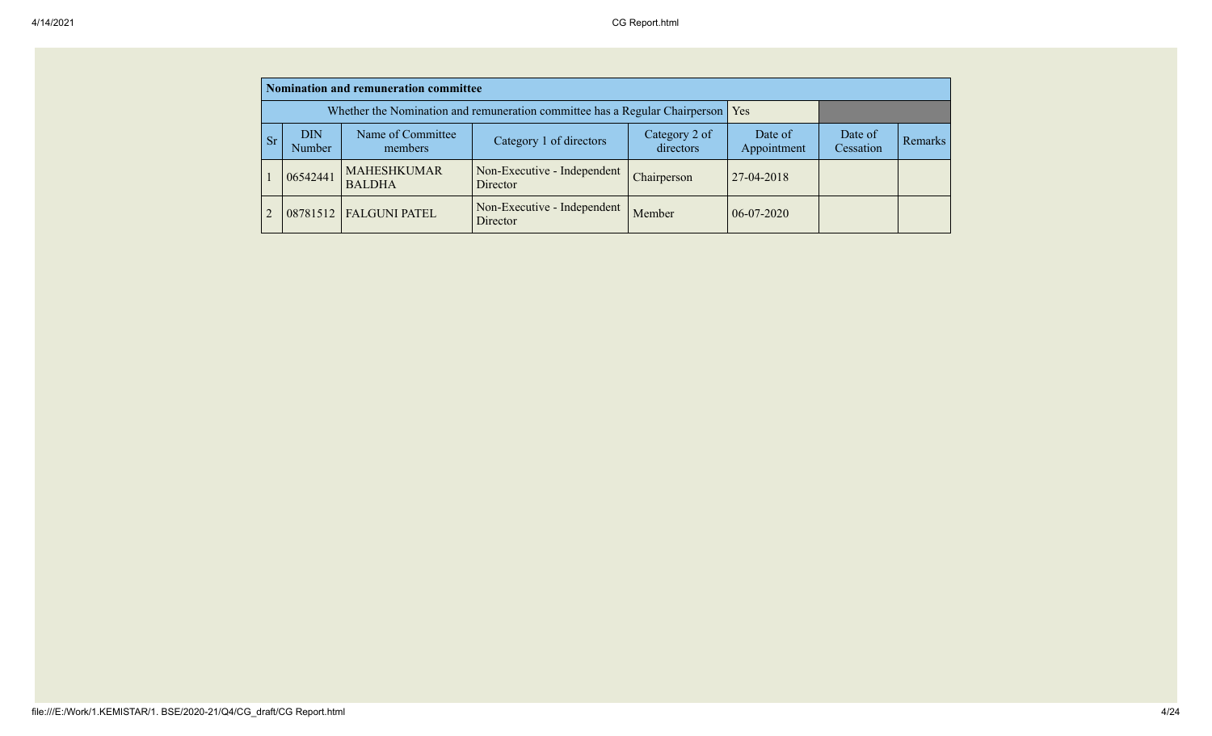| Nomination and remuneration committee | | | | | | | |
|---|---|---|---|---|---|---|---|
| Whether the Nomination and remuneration committee has a Regular Chairperson | | | | | Yes | | |
| Sr | DIN Number | Name of Committee members | Category 1 of directors | Category 2 of directors | Date of Appointment | Date of Cessation | Remarks |
| 1 | 06542441 | MAHESHKUMAR BALDHA | Non-Executive - Independent Director | Chairperson | 27-04-2018 | | |
| 2 | 08781512 | FALGUNI PATEL | Non-Executive - Independent Director | Member | 06-07-2020 | | |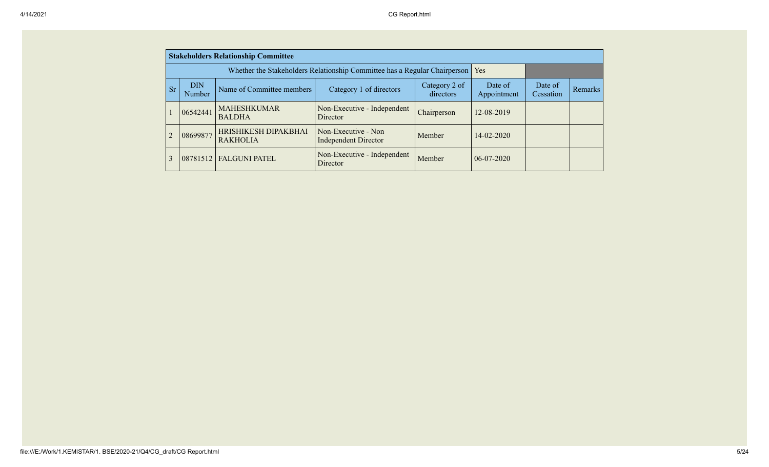## Stakeholders Relationship Committee

| Whether the Stakeholders Relationship Committee has a Regular Chairperson | Yes |
|---|---|

| Sr | DIN Number | Name of Committee members | Category 1 of directors | Category 2 of directors | Date of Appointment | Date of Cessation | Remarks |
|---|---|---|---|---|---|---|---|
| 1 | 06542441 | MAHESHKUMAR BALDHA | Non-Executive - Independent Director | Chairperson | 12-08-2019 | | |
| 2 | 08699877 | HRISHIKESH DIPAKBHAI RAKHOLIA | Non-Executive - Non Independent Director | Member | 14-02-2020 | | |
| 3 | 08781512 | FALGUNI PATEL | Non-Executive - Independent Director | Member | 06-07-2020 | | |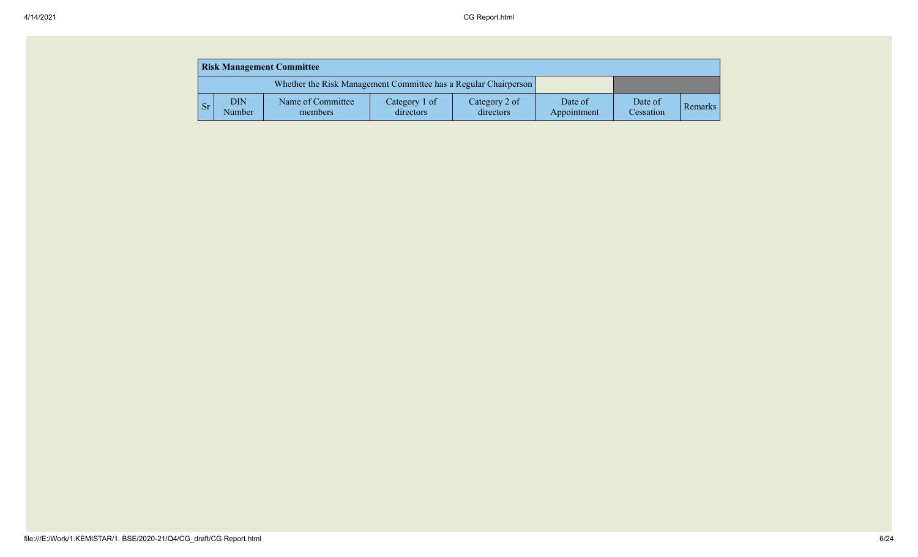| Risk Management Committee | | | | | | | |
|---|---|---|---|---|---|---|---|
| Whether the Risk Management Committee has a Regular Chairperson | | | | | | | |
| Sr | DIN Number | Name of Committee members | Category 1 of directors | Category 2 of directors | Date of Appointment | Date of Cessation | Remarks |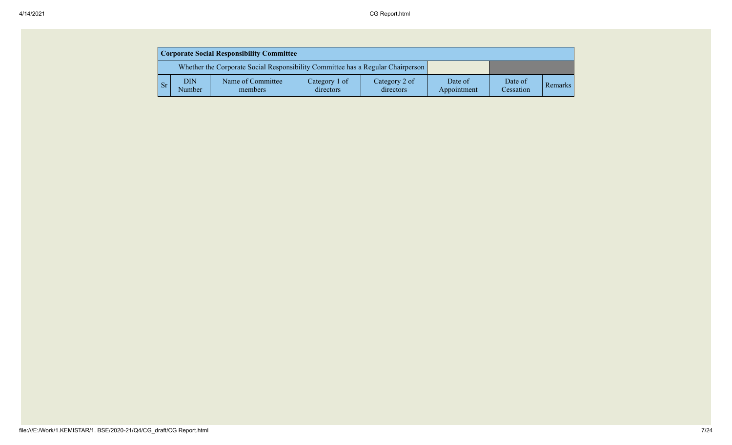| Corporate Social Responsibility Committee | | | | | | | |
|---|---|---|---|---|---|---|---|
| Whether the Corporate Social Responsibility Committee has a Regular Chairperson | | | | | | | |
| Sr | DIN Number | Name of Committee members | Category 1 of directors | Category 2 of directors | Date of Appointment | Date of Cessation | Remarks |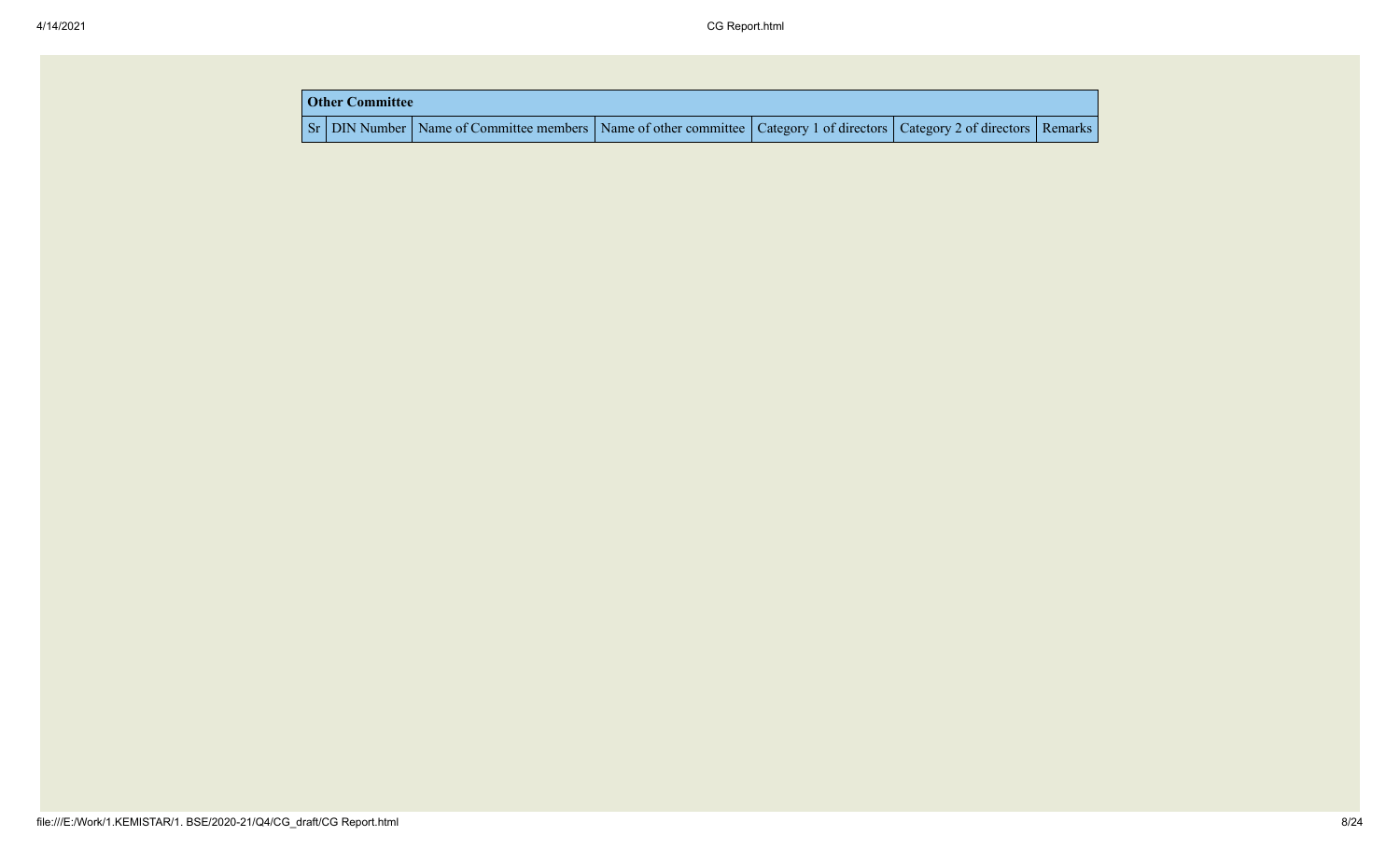| Other Committee | | | | | | |
|---|---|---|---|---|---|---|
| Sr | DIN Number | Name of Committee members | Name of other committee | Category 1 of directors | Category 2 of directors | Remarks |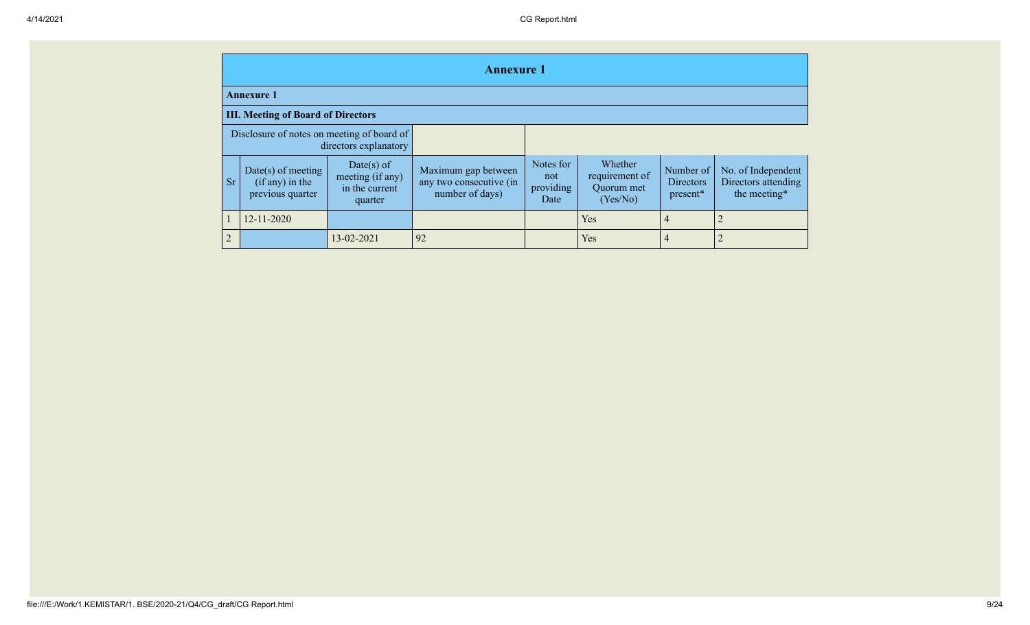# Annexure 1

## Annexure 1

### III. Meeting of Board of Directors

| Disclosure of notes on meeting of board of directors explanatory | |
|---|---|

| Sr | Date(s) of meeting (if any) in the previous quarter | Date(s) of meeting (if any) in the current quarter | Maximum gap between any two consecutive (in number of days) | Notes for not providing Date | Whether requirement of Quorum met (Yes/No) | Number of Directors present* | No. of Independent Directors attending the meeting* |
|---|---|---|---|---|---|---|---|
| 1 | 12-11-2020 | | | | Yes | 4 | 2 |
| 2 | | 13-02-2021 | 92 | | Yes | 4 | 2 |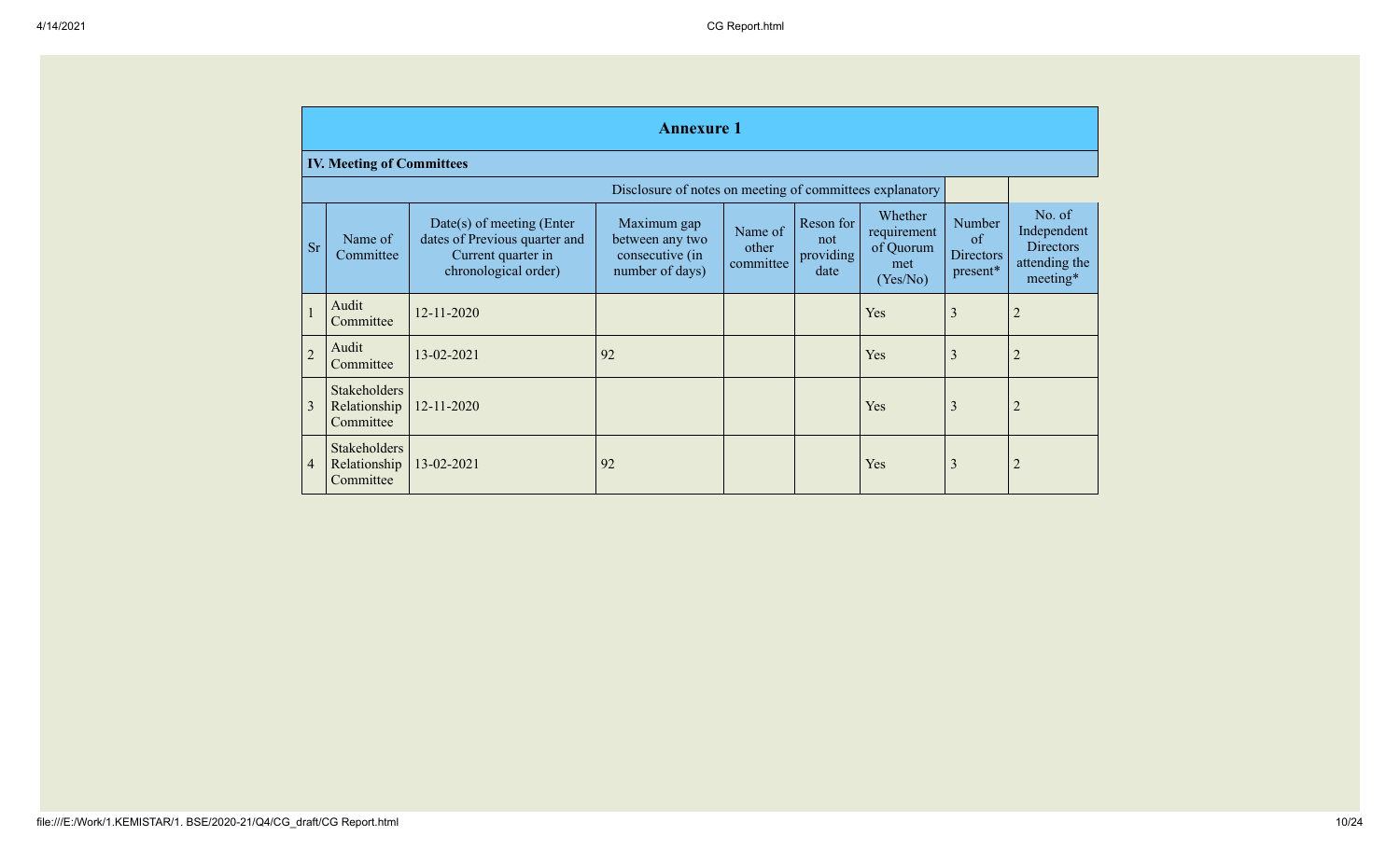# Annexure 1

## IV. Meeting of Committees

Disclosure of notes on meeting of committees explanatory

| Sr | Name of Committee | Date(s) of meeting (Enter dates of Previous quarter and Current quarter in chronological order) | Maximum gap between any two consecutive (in number of days) | Name of other committee | Reson for not providing date | Whether requirement of Quorum met (Yes/No) | Number of Directors present* | No. of Independent Directors attending the meeting* |
|---|---|---|---|---|---|---|---|---|
| 1 | Audit Committee | 12-11-2020 | | | | Yes | 3 | 2 |
| 2 | Audit Committee | 13-02-2021 | 92 | | | Yes | 3 | 2 |
| 3 | Stakeholders Relationship Committee | 12-11-2020 | | | | Yes | 3 | 2 |
| 4 | Stakeholders Relationship Committee | 13-02-2021 | 92 | | | Yes | 3 | 2 |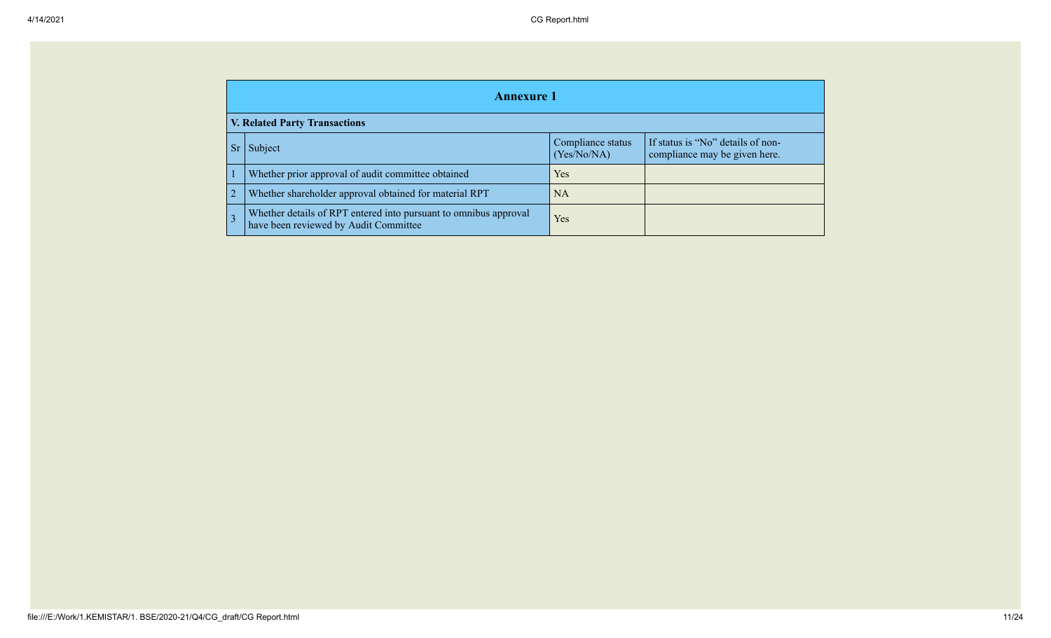## Annexure 1

### V. Related Party Transactions

| Sr | Subject | Compliance status (Yes/No/NA) | If status is "No" details of non-compliance may be given here. |
|---|---|---|---|
| 1 | Whether prior approval of audit committee obtained | Yes | |
| 2 | Whether shareholder approval obtained for material RPT | NA | |
| 3 | Whether details of RPT entered into pursuant to omnibus approval have been reviewed by Audit Committee | Yes | |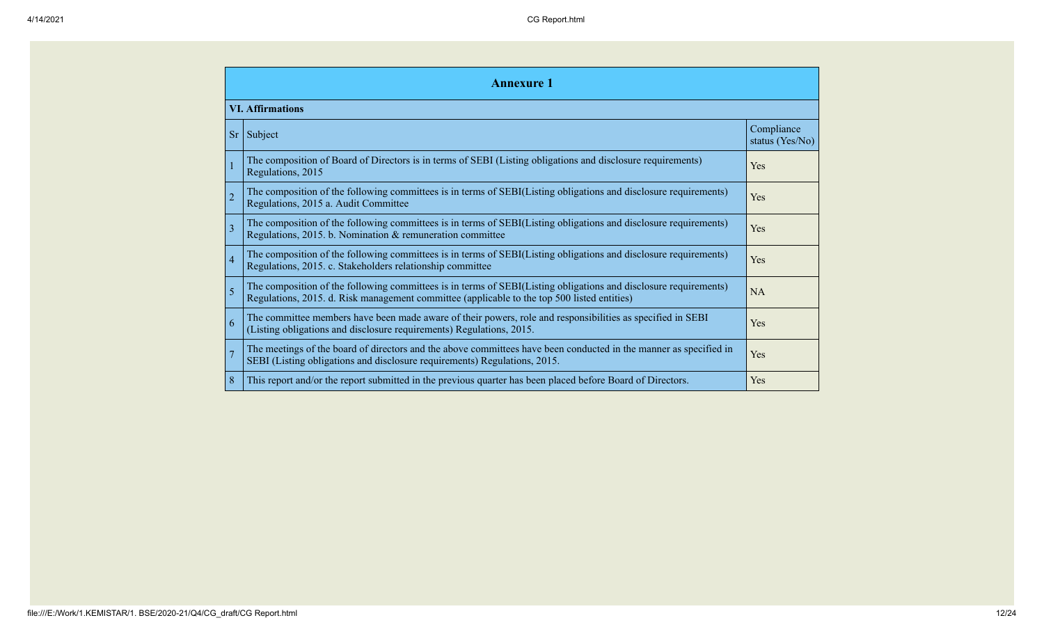## Annexure 1

**VI. Affirmations**

| Sr | Subject | Compliance status (Yes/No) |
|---|---|---|
| 1 | The composition of Board of Directors is in terms of SEBI (Listing obligations and disclosure requirements) Regulations, 2015 | Yes |
| 2 | The composition of the following committees is in terms of SEBI(Listing obligations and disclosure requirements) Regulations, 2015 a. Audit Committee | Yes |
| 3 | The composition of the following committees is in terms of SEBI(Listing obligations and disclosure requirements) Regulations, 2015. b. Nomination & remuneration committee | Yes |
| 4 | The composition of the following committees is in terms of SEBI(Listing obligations and disclosure requirements) Regulations, 2015. c. Stakeholders relationship committee | Yes |
| 5 | The composition of the following committees is in terms of SEBI(Listing obligations and disclosure requirements) Regulations, 2015. d. Risk management committee (applicable to the top 500 listed entities) | NA |
| 6 | The committee members have been made aware of their powers, role and responsibilities as specified in SEBI (Listing obligations and disclosure requirements) Regulations, 2015. | Yes |
| 7 | The meetings of the board of directors and the above committees have been conducted in the manner as specified in SEBI (Listing obligations and disclosure requirements) Regulations, 2015. | Yes |
| 8 | This report and/or the report submitted in the previous quarter has been placed before Board of Directors. | Yes |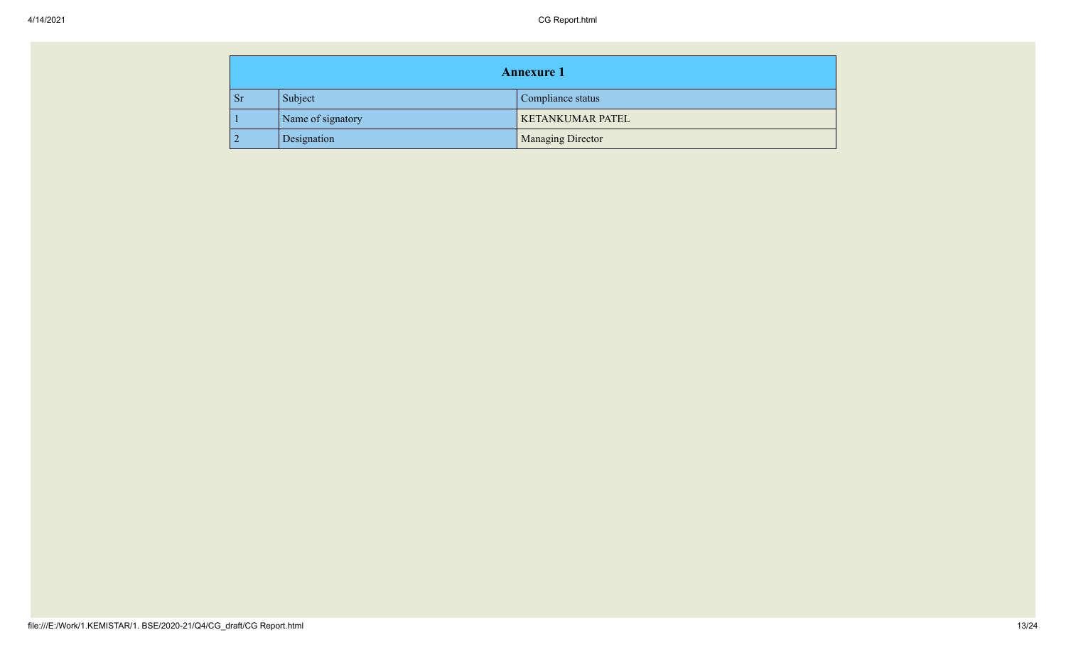| Annexure 1 | | |
| --- | --- | --- |
| Sr | Subject | Compliance status |
| 1 | Name of signatory | KETANKUMAR PATEL |
| 2 | Designation | Managing Director |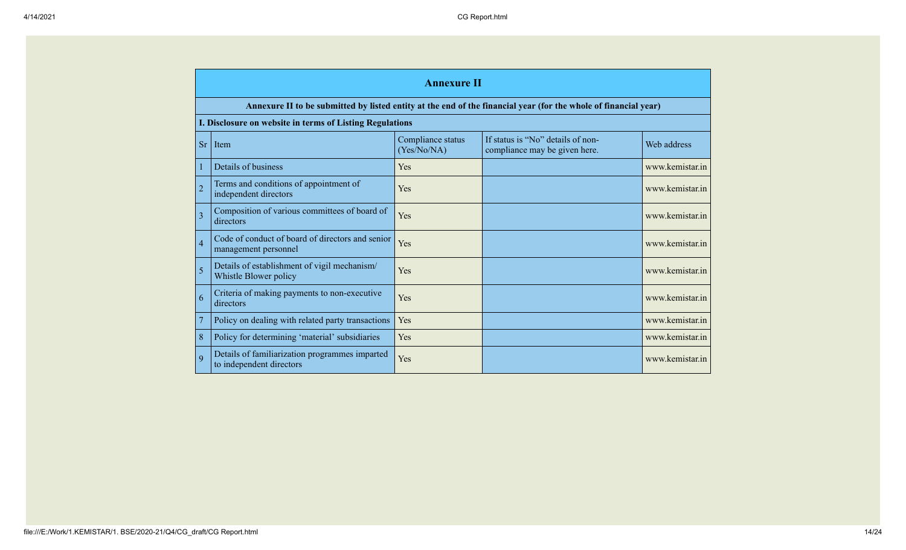## Annexure II

**Annexure II to be submitted by listed entity at the end of the financial year (for the whole of financial year)**

**I. Disclosure on website in terms of Listing Regulations**

| Sr | Item | Compliance status (Yes/No/NA) | If status is "No" details of non-compliance may be given here. | Web address |
|---|---|---|---|---|
| 1 | Details of business | Yes | | www.kemistar.in |
| 2 | Terms and conditions of appointment of independent directors | Yes | | www.kemistar.in |
| 3 | Composition of various committees of board of directors | Yes | | www.kemistar.in |
| 4 | Code of conduct of board of directors and senior management personnel | Yes | | www.kemistar.in |
| 5 | Details of establishment of vigil mechanism/ Whistle Blower policy | Yes | | www.kemistar.in |
| 6 | Criteria of making payments to non-executive directors | Yes | | www.kemistar.in |
| 7 | Policy on dealing with related party transactions | Yes | | www.kemistar.in |
| 8 | Policy for determining 'material' subsidiaries | Yes | | www.kemistar.in |
| 9 | Details of familiarization programmes imparted to independent directors | Yes | | www.kemistar.in |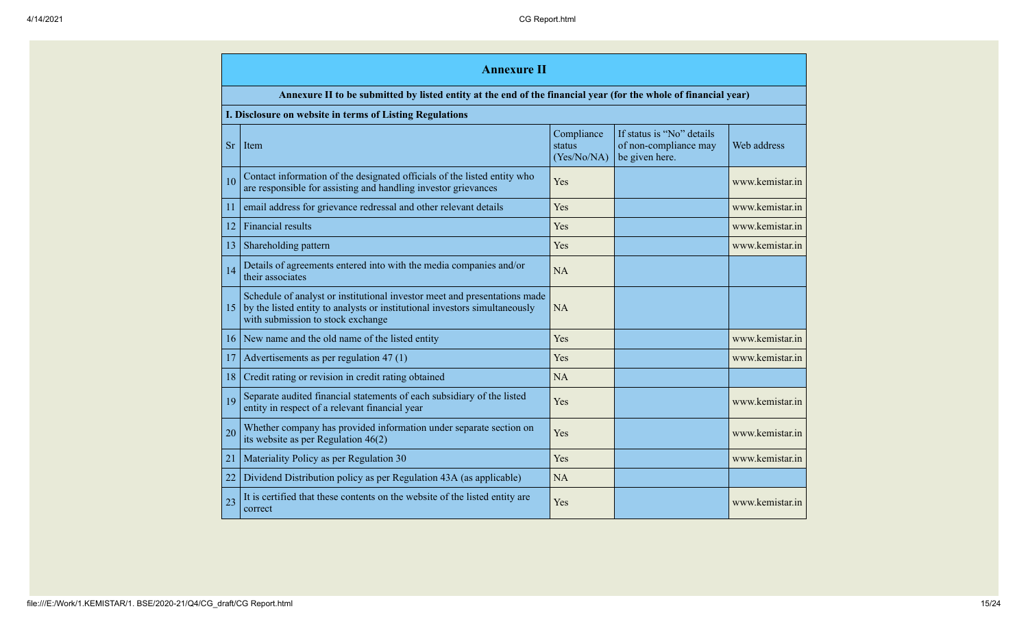## Annexure II

**Annexure II to be submitted by listed entity at the end of the financial year (for the whole of financial year)**

**I. Disclosure on website in terms of Listing Regulations**

| Sr | Item | Compliance status (Yes/No/NA) | If status is "No" details of non-compliance may be given here. | Web address |
|---|---|---|---|---|
| 10 | Contact information of the designated officials of the listed entity who are responsible for assisting and handling investor grievances | Yes | | www.kemistar.in |
| 11 | email address for grievance redressal and other relevant details | Yes | | www.kemistar.in |
| 12 | Financial results | Yes | | www.kemistar.in |
| 13 | Shareholding pattern | Yes | | www.kemistar.in |
| 14 | Details of agreements entered into with the media companies and/or their associates | NA | | |
| 15 | Schedule of analyst or institutional investor meet and presentations made by the listed entity to analysts or institutional investors simultaneously with submission to stock exchange | NA | | |
| 16 | New name and the old name of the listed entity | Yes | | www.kemistar.in |
| 17 | Advertisements as per regulation 47 (1) | Yes | | www.kemistar.in |
| 18 | Credit rating or revision in credit rating obtained | NA | | |
| 19 | Separate audited financial statements of each subsidiary of the listed entity in respect of a relevant financial year | Yes | | www.kemistar.in |
| 20 | Whether company has provided information under separate section on its website as per Regulation 46(2) | Yes | | www.kemistar.in |
| 21 | Materiality Policy as per Regulation 30 | Yes | | www.kemistar.in |
| 22 | Dividend Distribution policy as per Regulation 43A (as applicable) | NA | | |
| 23 | It is certified that these contents on the website of the listed entity are correct | Yes | | www.kemistar.in |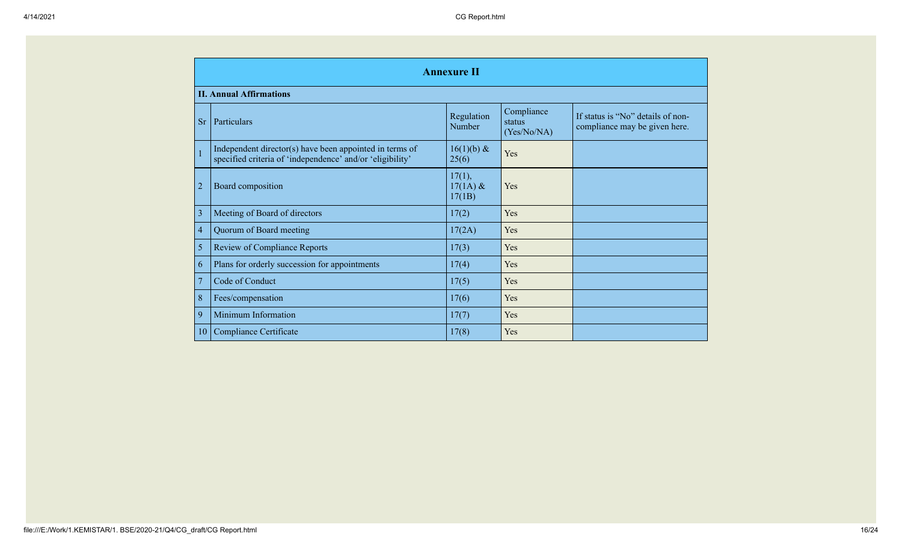## Annexure II

### II. Annual Affirmations

| Sr | Particulars | Regulation Number | Compliance status (Yes/No/NA) | If status is "No" details of non-compliance may be given here. |
|---|---|---|---|---|
| 1 | Independent director(s) have been appointed in terms of specified criteria of 'independence' and/or 'eligibility' | 16(1)(b) & 25(6) | Yes | |
| 2 | Board composition | 17(1), 17(1A) & 17(1B) | Yes | |
| 3 | Meeting of Board of directors | 17(2) | Yes | |
| 4 | Quorum of Board meeting | 17(2A) | Yes | |
| 5 | Review of Compliance Reports | 17(3) | Yes | |
| 6 | Plans for orderly succession for appointments | 17(4) | Yes | |
| 7 | Code of Conduct | 17(5) | Yes | |
| 8 | Fees/compensation | 17(6) | Yes | |
| 9 | Minimum Information | 17(7) | Yes | |
| 10 | Compliance Certificate | 17(8) | Yes | |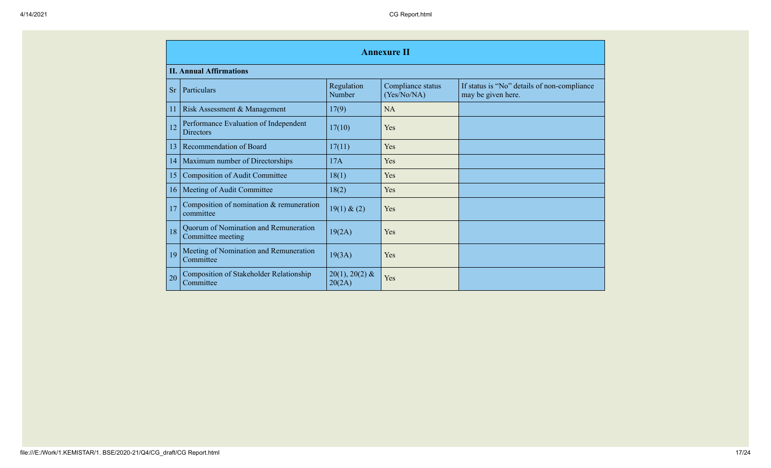## Annexure II

### II. Annual Affirmations

| Sr | Particulars | Regulation Number | Compliance status (Yes/No/NA) | If status is "No" details of non-compliance may be given here. |
|---|---|---|---|---|
| 11 | Risk Assessment & Management | 17(9) | NA | |
| 12 | Performance Evaluation of Independent Directors | 17(10) | Yes | |
| 13 | Recommendation of Board | 17(11) | Yes | |
| 14 | Maximum number of Directorships | 17A | Yes | |
| 15 | Composition of Audit Committee | 18(1) | Yes | |
| 16 | Meeting of Audit Committee | 18(2) | Yes | |
| 17 | Composition of nomination & remuneration committee | 19(1) & (2) | Yes | |
| 18 | Quorum of Nomination and Remuneration Committee meeting | 19(2A) | Yes | |
| 19 | Meeting of Nomination and Remuneration Committee | 19(3A) | Yes | |
| 20 | Composition of Stakeholder Relationship Committee | 20(1), 20(2) & 20(2A) | Yes | |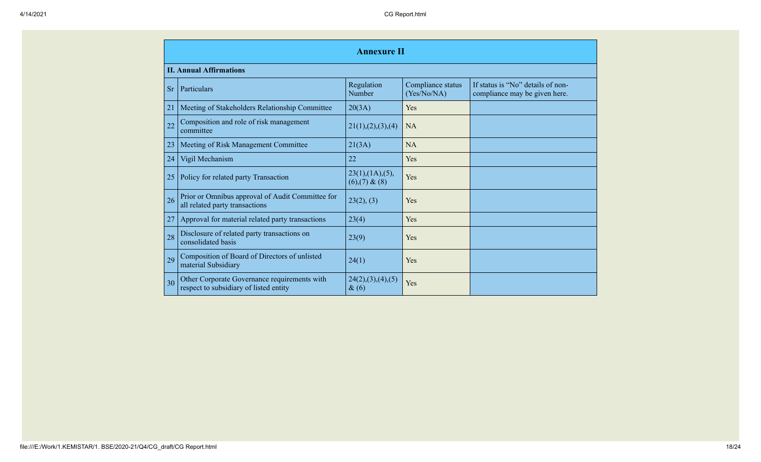## Annexure II

### II. Annual Affirmations

| Sr | Particulars | Regulation Number | Compliance status (Yes/No/NA) | If status is "No" details of non-compliance may be given here. |
|---|---|---|---|---|
| 21 | Meeting of Stakeholders Relationship Committee | 20(3A) | Yes | |
| 22 | Composition and role of risk management committee | 21(1),(2),(3),(4) | NA | |
| 23 | Meeting of Risk Management Committee | 21(3A) | NA | |
| 24 | Vigil Mechanism | 22 | Yes | |
| 25 | Policy for related party Transaction | 23(1),(1A),(5),(6),(7) & (8) | Yes | |
| 26 | Prior or Omnibus approval of Audit Committee for all related party transactions | 23(2), (3) | Yes | |
| 27 | Approval for material related party transactions | 23(4) | Yes | |
| 28 | Disclosure of related party transactions on consolidated basis | 23(9) | Yes | |
| 29 | Composition of Board of Directors of unlisted material Subsidiary | 24(1) | Yes | |
| 30 | Other Corporate Governance requirements with respect to subsidiary of listed entity | 24(2),(3),(4),(5) & (6) | Yes | |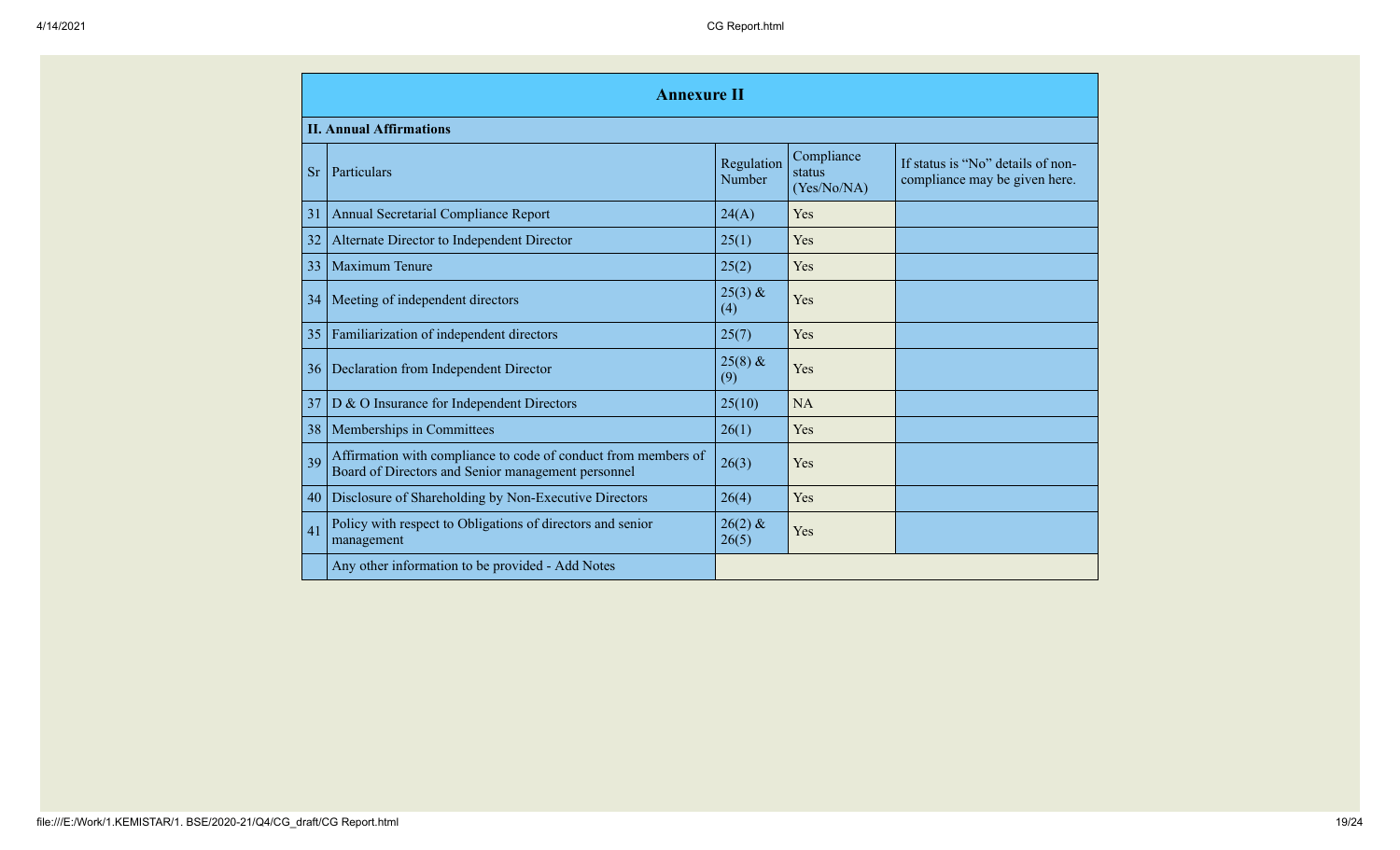## Annexure II

**II. Annual Affirmations**

| Sr | Particulars | Regulation Number | Compliance status (Yes/No/NA) | If status is "No" details of non-compliance may be given here. |
|---|---|---|---|---|
| 31 | Annual Secretarial Compliance Report | 24(A) | Yes | |
| 32 | Alternate Director to Independent Director | 25(1) | Yes | |
| 33 | Maximum Tenure | 25(2) | Yes | |
| 34 | Meeting of independent directors | 25(3) & (4) | Yes | |
| 35 | Familiarization of independent directors | 25(7) | Yes | |
| 36 | Declaration from Independent Director | 25(8) & (9) | Yes | |
| 37 | D & O Insurance for Independent Directors | 25(10) | NA | |
| 38 | Memberships in Committees | 26(1) | Yes | |
| 39 | Affirmation with compliance to code of conduct from members of Board of Directors and Senior management personnel | 26(3) | Yes | |
| 40 | Disclosure of Shareholding by Non-Executive Directors | 26(4) | Yes | |
| 41 | Policy with respect to Obligations of directors and senior management | 26(2) & 26(5) | Yes | |
| | Any other information to be provided - Add Notes | | | |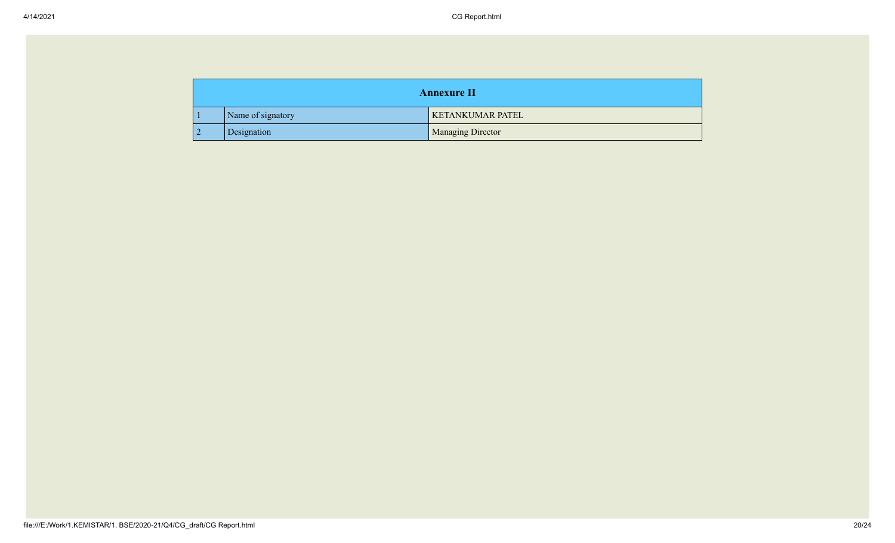| Annexure II | | |
| --- | --- | --- |
| 1 | Name of signatory | KETANKUMAR PATEL |
| 2 | Designation | Managing Director |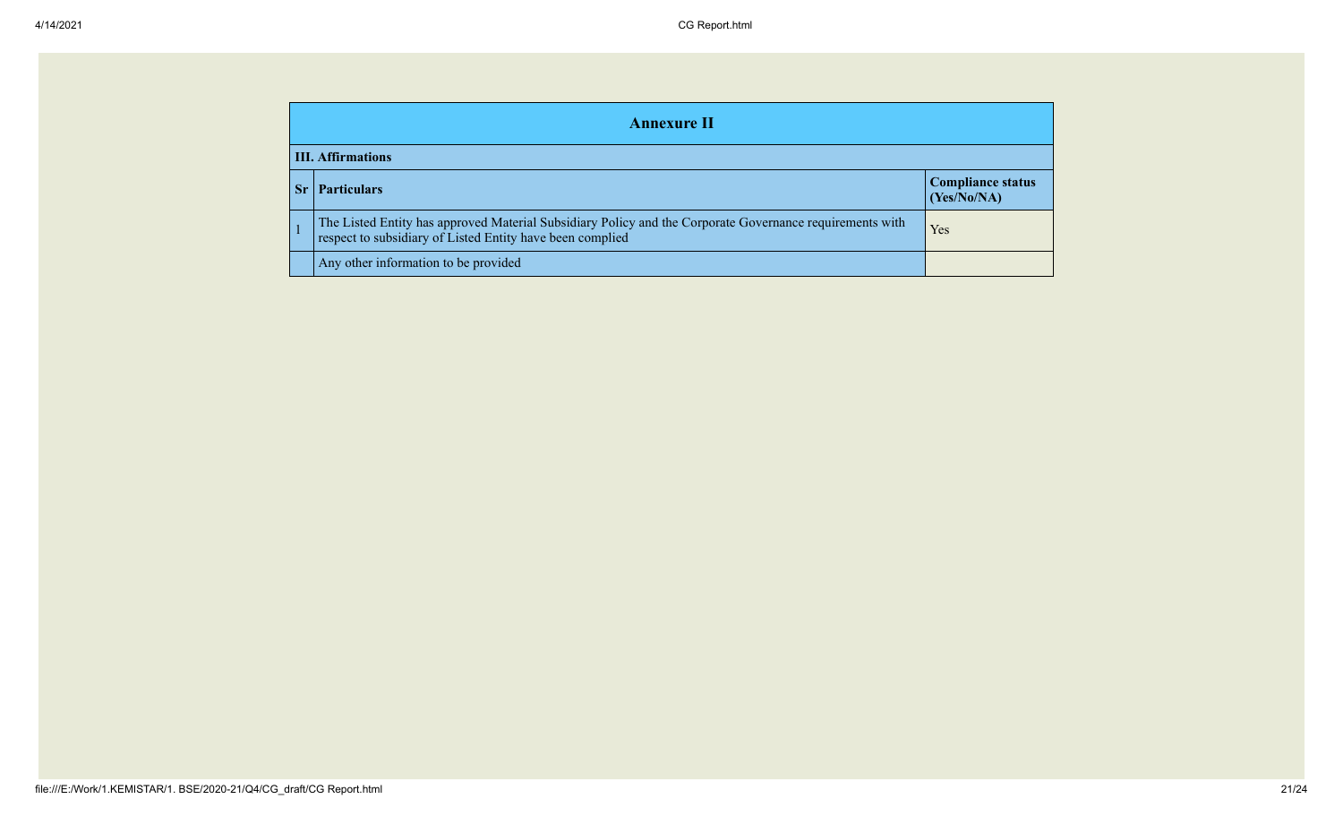## Annexure II

### III. Affirmations

| Sr | Particulars | Compliance status (Yes/No/NA) |
|---|---|---|
| 1 | The Listed Entity has approved Material Subsidiary Policy and the Corporate Governance requirements with respect to subsidiary of Listed Entity have been complied | Yes |
| | Any other information to be provided | |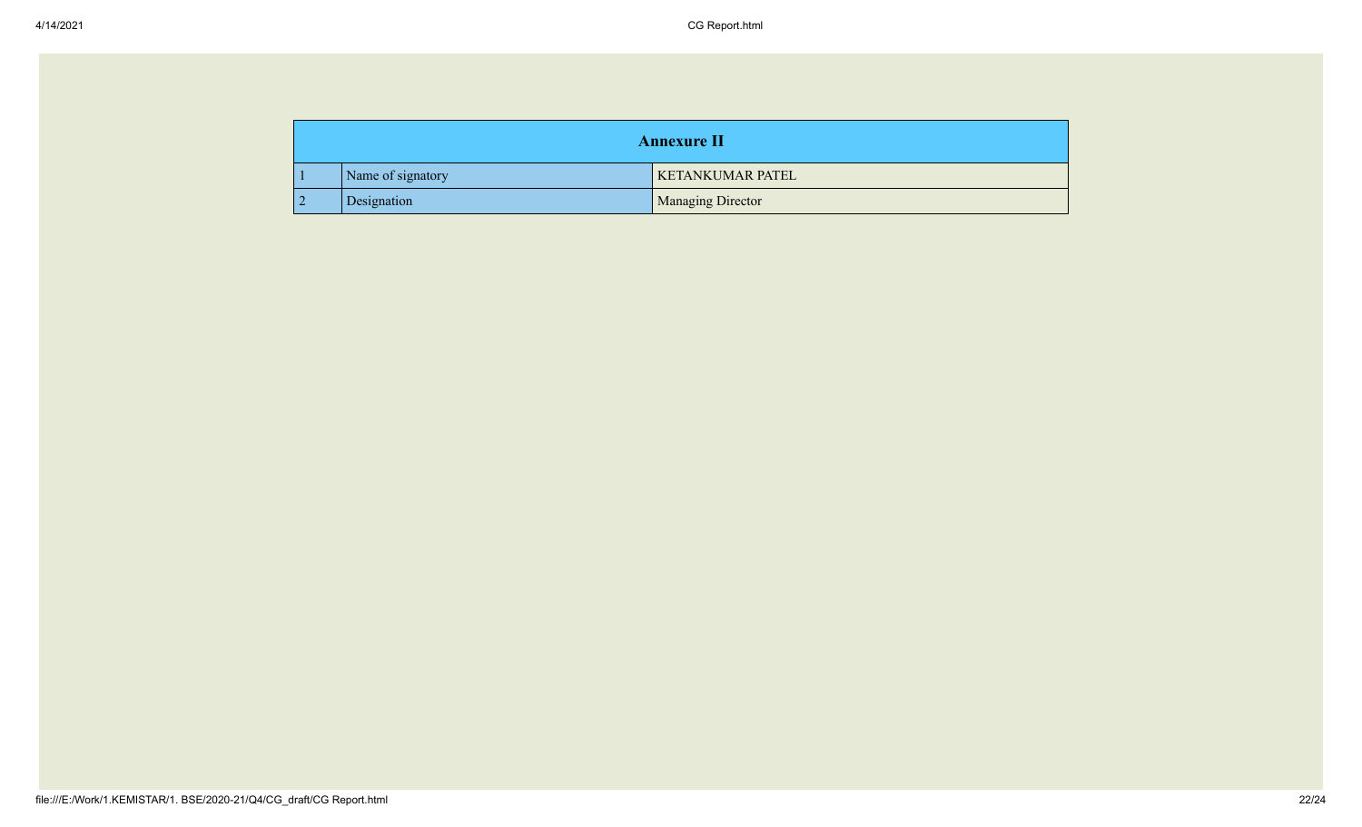| Annexure II | | |
|---|---|---|
| 1 | Name of signatory | KETANKUMAR PATEL |
| 2 | Designation | Managing Director |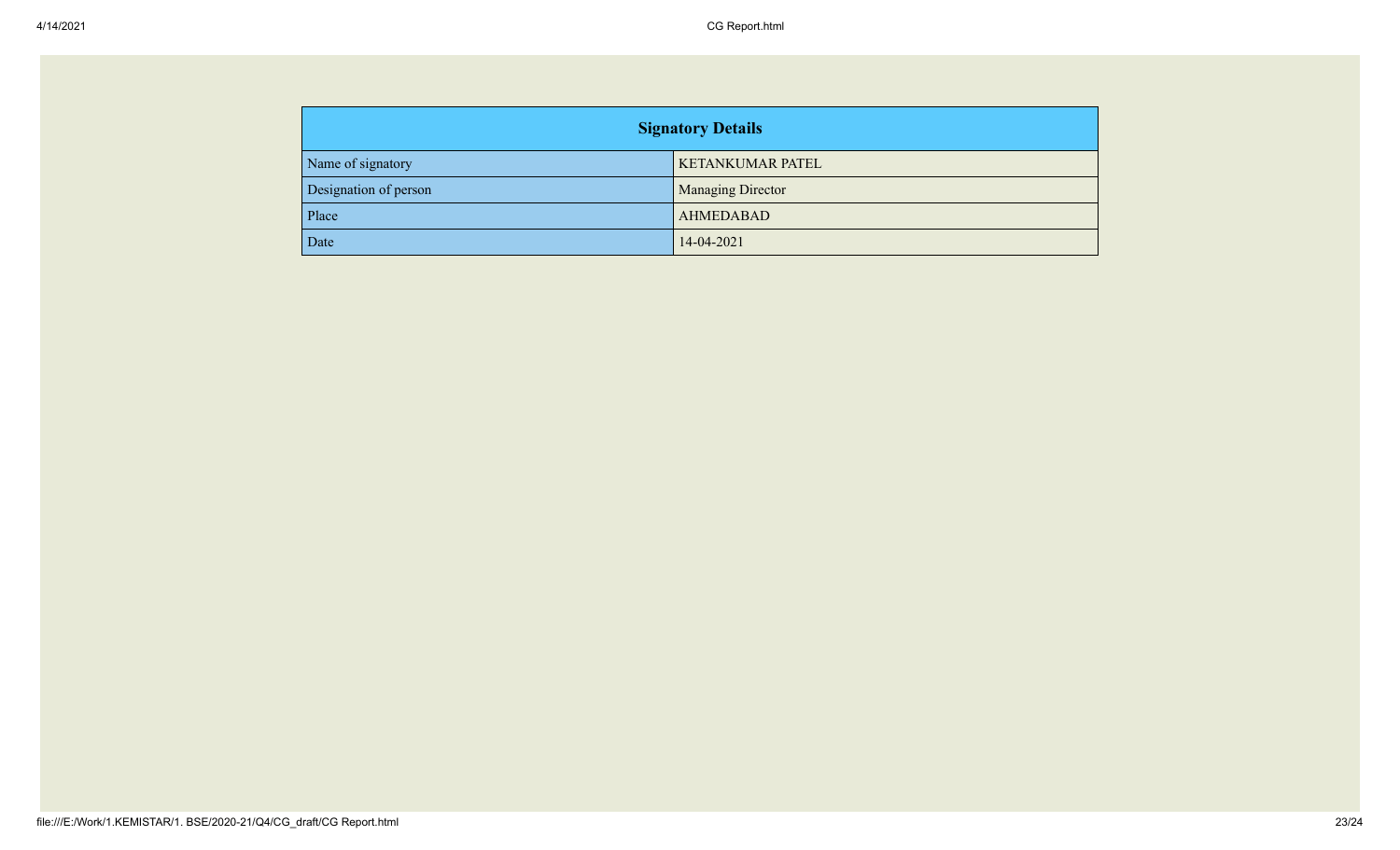| Signatory Details | |
|---|---|
| Name of signatory | KETANKUMAR PATEL |
| Designation of person | Managing Director |
| Place | AHMEDABAD |
| Date | 14-04-2021 |